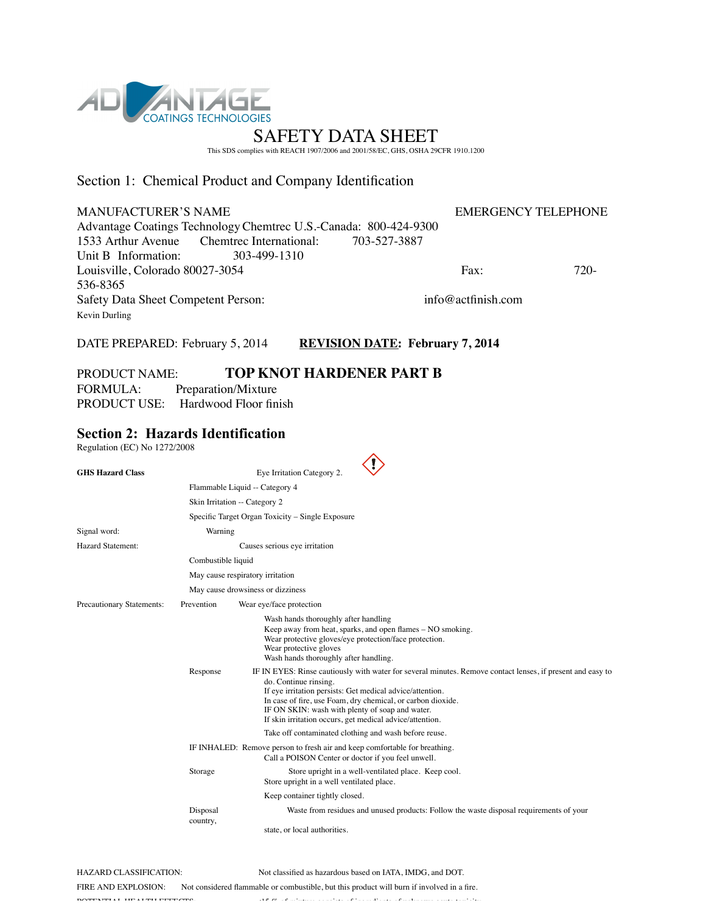ADVANTAGE COATINGS TECHNOLOGIES

# SAFETY DATA SHEET

This SDS complies with REACH 1907/2006 and 2001/58/EC, GHS, OSHA 29CFR 1910.1200

## Section 1: Chemical Product and Company Identification

MANUFACTURER'S NAME　　　　　　　　　　　　EMERGENCY TELEPHONE

Advantage Coatings Technology Chemtrec U.S.-Canada: 800-424-9300
1533 Arthur Avenue　Chemtrec International:　703-527-3887
Unit B　Information:　303-499-1310
Louisville, Colorado 80027-3054　　　　Fax:　720-536-8365
Safety Data Sheet Competent Person:　　　info@actfinish.com
Kevin Durling

DATE PREPARED: February 5, 2014　　**REVISION DATE: February 7, 2014**

PRODUCT NAME:　**TOP KNOT HARDENER PART B**
FORMULA:　Preparation/Mixture
PRODUCT USE:　Hardwood Floor finish

## Section 2: Hazards Identification

Regulation (EC) No 1272/2008

**GHS Hazard Class**　Eye Irritation Category 2.
Flammable Liquid -- Category 4
Skin Irritation -- Category 2
Specific Target Organ Toxicity – Single Exposure

Signal word:　Warning

Hazard Statement:　Causes serious eye irritation
Combustible liquid
May cause respiratory irritation
May cause drowsiness or dizziness

Precautionary Statements:

Prevention　Wear eye/face protection
Wash hands thoroughly after handling
Keep away from heat, sparks, and open flames – NO smoking.
Wear protective gloves/eye protection/face protection.
Wear protective gloves
Wash hands thoroughly after handling.

Response　IF IN EYES: Rinse cautiously with water for several minutes. Remove contact lenses, if present and easy to do. Continue rinsing.
If eye irritation persists: Get medical advice/attention.
In case of fire, use Foam, dry chemical, or carbon dioxide.
IF ON SKIN: wash with plenty of soap and water.
If skin irritation occurs, get medical advice/attention.
Take off contaminated clothing and wash before reuse.

IF INHALED: Remove person to fresh air and keep comfortable for breathing.
Call a POISON Center or doctor if you feel unwell.

Storage　Store upright in a well-ventilated place. Keep cool.
Store upright in a well ventilated place.
Keep container tightly closed.

Disposal　Waste from residues and unused products: Follow the waste disposal requirements of your country, state, or local authorities.

HAZARD CLASSIFICATION:　Not classified as hazardous based on IATA, IMDG, and DOT.

FIRE AND EXPLOSION:　Not considered flammable or combustible, but this product will burn if involved in a fire.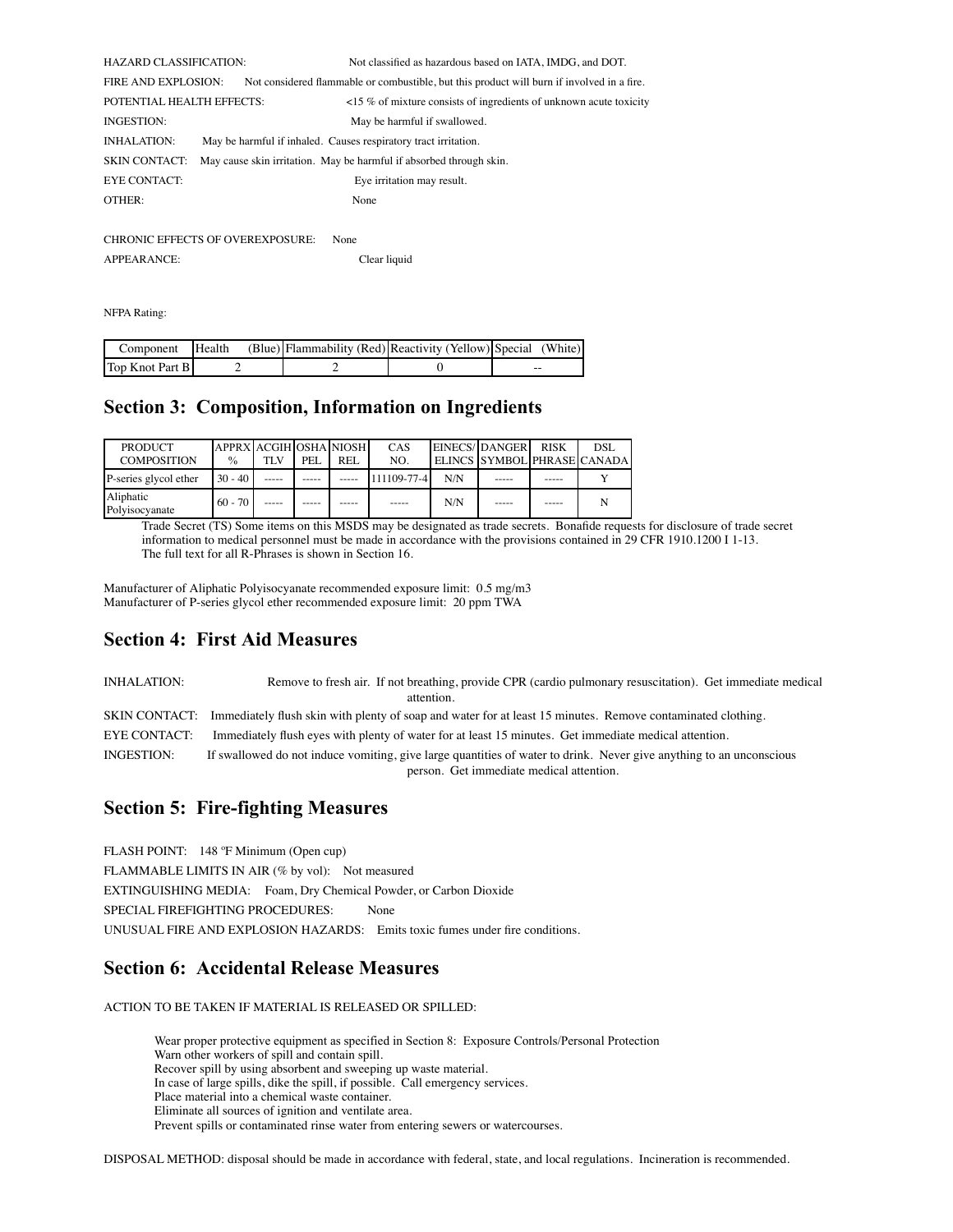HAZARD CLASSIFICATION: Not classified as hazardous based on IATA, IMDG, and DOT.

FIRE AND EXPLOSION: Not considered flammable or combustible, but this product will burn if involved in a fire.

POTENTIAL HEALTH EFFECTS: <15 % of mixture consists of ingredients of unknown acute toxicity

INGESTION: May be harmful if swallowed.

INHALATION: May be harmful if inhaled. Causes respiratory tract irritation.

SKIN CONTACT: May cause skin irritation. May be harmful if absorbed through skin.

EYE CONTACT: Eye irritation may result.

OTHER: None

CHRONIC EFFECTS OF OVEREXPOSURE: None

APPEARANCE: Clear liquid

NFPA Rating:

| Component | Health (Blue) | Flammability (Red) | Reactivity (Yellow) | Special (White) |
|---|---|---|---|---|
| Top Knot Part B | 2 | 2 | 0 | -- |

## Section 3: Composition, Information on Ingredients

| PRODUCT COMPOSITION | APPRX % | ACGIH TLV | OSHA PEL | NIOSH REL | CAS NO. | EINECS/ ELINCS | DANGER SYMBOL | RISK PHRASE | DSL CANADA |
|---|---|---|---|---|---|---|---|---|---|
| P-series glycol ether | 30 - 40 | ----- | ----- | ----- | 111109-77-4 | N/N | ----- | ----- | Y |
| Aliphatic Polyisocyanate | 60 - 70 | ----- | ----- | ----- | ----- | N/N | ----- | ----- | N |

Trade Secret (TS) Some items on this MSDS may be designated as trade secrets. Bonafide requests for disclosure of trade secret information to medical personnel must be made in accordance with the provisions contained in 29 CFR 1910.1200 I 1-13.
The full text for all R-Phrases is shown in Section 16.

Manufacturer of Aliphatic Polyisocyanate recommended exposure limit: 0.5 mg/m3
Manufacturer of P-series glycol ether recommended exposure limit: 20 ppm TWA

## Section 4: First Aid Measures

INHALATION: Remove to fresh air. If not breathing, provide CPR (cardio pulmonary resuscitation). Get immediate medical attention.

SKIN CONTACT: Immediately flush skin with plenty of soap and water for at least 15 minutes. Remove contaminated clothing.

EYE CONTACT: Immediately flush eyes with plenty of water for at least 15 minutes. Get immediate medical attention.

INGESTION: If swallowed do not induce vomiting, give large quantities of water to drink. Never give anything to an unconscious person. Get immediate medical attention.

## Section 5: Fire-fighting Measures

FLASH POINT: 148 ºF Minimum (Open cup)

FLAMMABLE LIMITS IN AIR (% by vol): Not measured

EXTINGUISHING MEDIA: Foam, Dry Chemical Powder, or Carbon Dioxide

SPECIAL FIREFIGHTING PROCEDURES: None

UNUSUAL FIRE AND EXPLOSION HAZARDS: Emits toxic fumes under fire conditions.

## Section 6: Accidental Release Measures

ACTION TO BE TAKEN IF MATERIAL IS RELEASED OR SPILLED:

Wear proper protective equipment as specified in Section 8: Exposure Controls/Personal Protection
Warn other workers of spill and contain spill.
Recover spill by using absorbent and sweeping up waste material.
In case of large spills, dike the spill, if possible. Call emergency services.
Place material into a chemical waste container.
Eliminate all sources of ignition and ventilate area.
Prevent spills or contaminated rinse water from entering sewers or watercourses.

DISPOSAL METHOD: disposal should be made in accordance with federal, state, and local regulations. Incineration is recommended.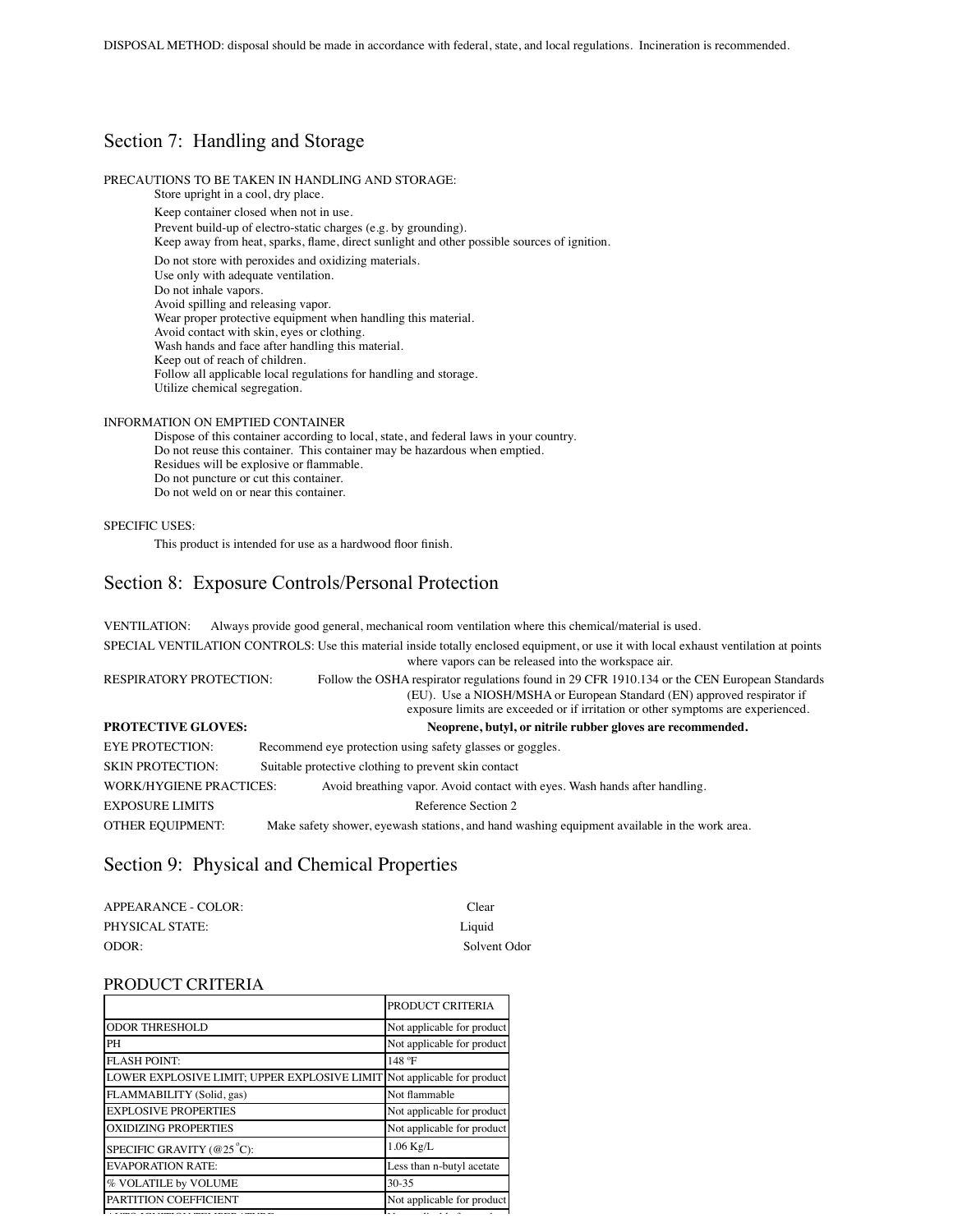DISPOSAL METHOD: disposal should be made in accordance with federal, state, and local regulations. Incineration is recommended.

## Section 7: Handling and Storage

PRECAUTIONS TO BE TAKEN IN HANDLING AND STORAGE:

Store upright in a cool, dry place.
Keep container closed when not in use.
Prevent build-up of electro-static charges (e.g. by grounding).
Keep away from heat, sparks, flame, direct sunlight and other possible sources of ignition.
Do not store with peroxides and oxidizing materials.
Use only with adequate ventilation.
Do not inhale vapors.
Avoid spilling and releasing vapor.
Wear proper protective equipment when handling this material.
Avoid contact with skin, eyes or clothing.
Wash hands and face after handling this material.
Keep out of reach of children.
Follow all applicable local regulations for handling and storage.
Utilize chemical segregation.

INFORMATION ON EMPTIED CONTAINER

Dispose of this container according to local, state, and federal laws in your country.
Do not reuse this container. This container may be hazardous when emptied.
Residues will be explosive or flammable.
Do not puncture or cut this container.
Do not weld on or near this container.

SPECIFIC USES:

This product is intended for use as a hardwood floor finish.

## Section 8: Exposure Controls/Personal Protection

VENTILATION: Always provide good general, mechanical room ventilation where this chemical/material is used.

SPECIAL VENTILATION CONTROLS: Use this material inside totally enclosed equipment, or use it with local exhaust ventilation at points where vapors can be released into the workspace air.

RESPIRATORY PROTECTION: Follow the OSHA respirator regulations found in 29 CFR 1910.134 or the CEN European Standards (EU). Use a NIOSH/MSHA or European Standard (EN) approved respirator if exposure limits are exceeded or if irritation or other symptoms are experienced.

**PROTECTIVE GLOVES: Neoprene, butyl, or nitrile rubber gloves are recommended.**

EYE PROTECTION: Recommend eye protection using safety glasses or goggles.

SKIN PROTECTION: Suitable protective clothing to prevent skin contact

WORK/HYGIENE PRACTICES: Avoid breathing vapor. Avoid contact with eyes. Wash hands after handling.

EXPOSURE LIMITS Reference Section 2

OTHER EQUIPMENT: Make safety shower, eyewash stations, and hand washing equipment available in the work area.

## Section 9: Physical and Chemical Properties

APPEARANCE - COLOR: Clear

PHYSICAL STATE: Liquid

ODOR: Solvent Odor

### PRODUCT CRITERIA

| | PRODUCT CRITERIA |
|---|---|
| ODOR THRESHOLD | Not applicable for product |
| PH | Not applicable for product |
| FLASH POINT: | 148 °F |
| LOWER EXPLOSIVE LIMIT; UPPER EXPLOSIVE LIMIT | Not applicable for product |
| FLAMMABILITY (Solid, gas) | Not flammable |
| EXPLOSIVE PROPERTIES | Not applicable for product |
| OXIDIZING PROPERTIES | Not applicable for product |
| SPECIFIC GRAVITY (@25 °C): | 1.06 Kg/L |
| EVAPORATION RATE: | Less than n-butyl acetate |
| % VOLATILE by VOLUME | 30-35 |
| PARTITION COEFFICIENT | Not applicable for product |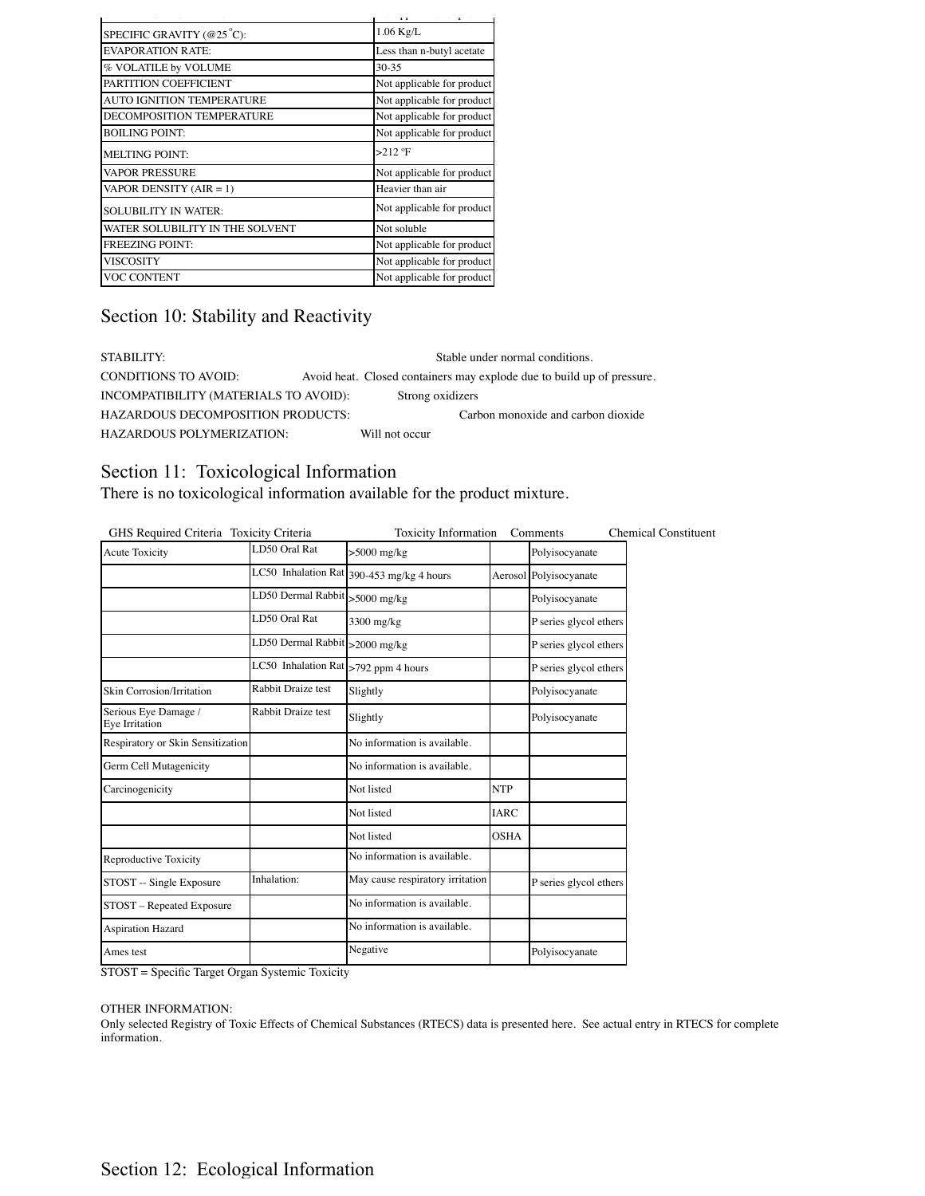| | |
|---|---|
| SPECIFIC GRAVITY (@25°C): | 1.06 Kg/L |
| EVAPORATION RATE: | Less than n-butyl acetate |
| % VOLATILE by VOLUME | 30-35 |
| PARTITION COEFFICIENT | Not applicable for product |
| AUTO IGNITION TEMPERATURE | Not applicable for product |
| DECOMPOSITION TEMPERATURE | Not applicable for product |
| BOILING POINT: | Not applicable for product |
| MELTING POINT: | >212 °F |
| VAPOR PRESSURE | Not applicable for product |
| VAPOR DENSITY (AIR = 1) | Heavier than air |
| SOLUBILITY IN WATER: | Not applicable for product |
| WATER SOLUBILITY IN THE SOLVENT | Not soluble |
| FREEZING POINT: | Not applicable for product |
| VISCOSITY | Not applicable for product |
| VOC CONTENT | Not applicable for product |

## Section 10: Stability and Reactivity

STABILITY: Stable under normal conditions.

CONDITIONS TO AVOID: Avoid heat. Closed containers may explode due to build up of pressure.

INCOMPATIBILITY (MATERIALS TO AVOID): Strong oxidizers

HAZARDOUS DECOMPOSITION PRODUCTS: Carbon monoxide and carbon dioxide

HAZARDOUS POLYMERIZATION: Will not occur

## Section 11: Toxicological Information

There is no toxicological information available for the product mixture.

| GHS Required Criteria | Toxicity Criteria | Toxicity Information | Comments | Chemical Constituent |
|---|---|---|---|---|
| Acute Toxicity | LD50 Oral Rat | >5000 mg/kg | | Polyisocyanate |
| | LC50 Inhalation Rat | 390-453 mg/kg 4 hours | Aerosol | Polyisocyanate |
| | LD50 Dermal Rabbit | >5000 mg/kg | | Polyisocyanate |
| | LD50 Oral Rat | 3300 mg/kg | | P series glycol ethers |
| | LD50 Dermal Rabbit | >2000 mg/kg | | P series glycol ethers |
| | LC50 Inhalation Rat | >792 ppm 4 hours | | P series glycol ethers |
| Skin Corrosion/Irritation | Rabbit Draize test | Slightly | | Polyisocyanate |
| Serious Eye Damage / Eye Irritation | Rabbit Draize test | Slightly | | Polyisocyanate |
| Respiratory or Skin Sensitization | | No information is available. | | |
| Germ Cell Mutagenicity | | No information is available. | | |
| Carcinogenicity | | Not listed | NTP | |
| | | Not listed | IARC | |
| | | Not listed | OSHA | |
| Reproductive Toxicity | | No information is available. | | |
| STOST -- Single Exposure | Inhalation: | May cause respiratory irritation | | P series glycol ethers |
| STOST – Repeated Exposure | | No information is available. | | |
| Aspiration Hazard | | No information is available. | | |
| Ames test | | Negative | | Polyisocyanate |

STOST = Specific Target Organ Systemic Toxicity

OTHER INFORMATION:
Only selected Registry of Toxic Effects of Chemical Substances (RTECS) data is presented here. See actual entry in RTECS for complete information.

## Section 12: Ecological Information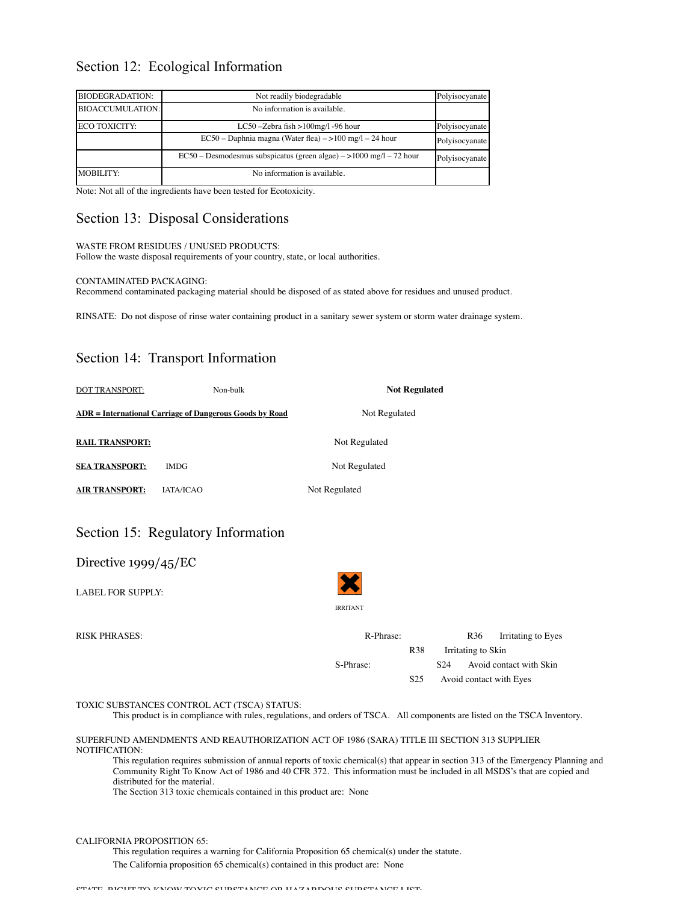## Section 12: Ecological Information

| | | |
|---|---|---|
| BIODEGRADATION: | Not readily biodegradable | Polyisocyanate |
| BIOACCUMULATION: | No information is available. | |
| ECO TOXICITY: | LC50 –Zebra fish >100mg/l -96 hour | Polyisocyanate |
| | EC50 – Daphnia magna (Water flea) – >100 mg/l – 24 hour | Polyisocyanate |
| | EC50 – Desmodesmus subspicatus (green algae) – >1000 mg/l – 72 hour | Polyisocyanate |
| MOBILITY: | No information is available. | |

Note: Not all of the ingredients have been tested for Ecotoxicity.

## Section 13: Disposal Considerations

WASTE FROM RESIDUES / UNUSED PRODUCTS:
Follow the waste disposal requirements of your country, state, or local authorities.

CONTAMINATED PACKAGING:
Recommend contaminated packaging material should be disposed of as stated above for residues and unused product.

RINSATE: Do not dispose of rinse water containing product in a sanitary sewer system or storm water drainage system.

## Section 14: Transport Information

DOT TRANSPORT: Non-bulk **Not Regulated**

**ADR = International Carriage of Dangerous Goods by Road** Not Regulated

**RAIL TRANSPORT:** Not Regulated

**SEA TRANSPORT:** IMDG Not Regulated

**AIR TRANSPORT:** IATA/ICAO Not Regulated

## Section 15: Regulatory Information

### Directive 1999/45/EC

LABEL FOR SUPPLY: IRRITANT

RISK PHRASES:

R-Phrase:
- R36 Irritating to Eyes
- R38 Irritating to Skin

S-Phrase:
- S24 Avoid contact with Skin
- S25 Avoid contact with Eyes

TOXIC SUBSTANCES CONTROL ACT (TSCA) STATUS:
This product is in compliance with rules, regulations, and orders of TSCA. All components are listed on the TSCA Inventory.

SUPERFUND AMENDMENTS AND REAUTHORIZATION ACT OF 1986 (SARA) TITLE III SECTION 313 SUPPLIER NOTIFICATION:
This regulation requires submission of annual reports of toxic chemical(s) that appear in section 313 of the Emergency Planning and Community Right To Know Act of 1986 and 40 CFR 372. This information must be included in all MSDS's that are copied and distributed for the material.
The Section 313 toxic chemicals contained in this product are: None

CALIFORNIA PROPOSITION 65:
This regulation requires a warning for California Proposition 65 chemical(s) under the statute.
The California proposition 65 chemical(s) contained in this product are: None

STATE RIGHT TO KNOW TOXIC SUBSTANCE OR HAZARDOUS SUBSTANCE LIST: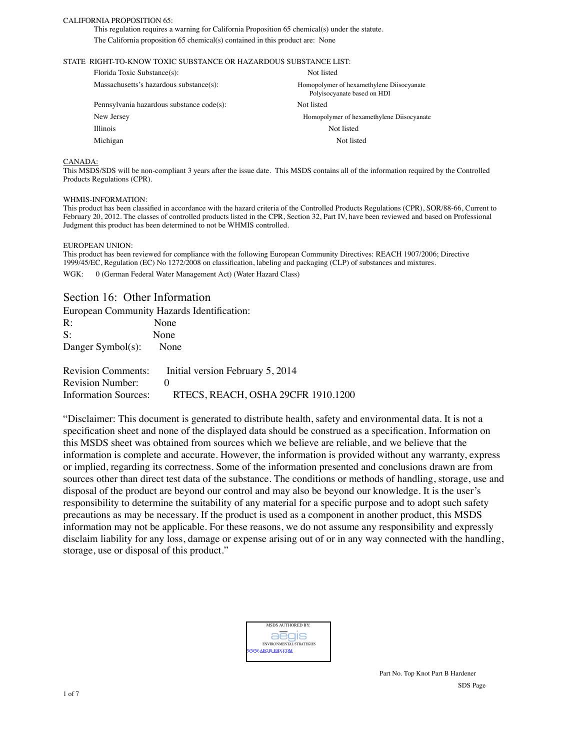CALIFORNIA PROPOSITION 65:

This regulation requires a warning for California Proposition 65 chemical(s) under the statute.

The California proposition 65 chemical(s) contained in this product are: None

STATE RIGHT-TO-KNOW TOXIC SUBSTANCE OR HAZARDOUS SUBSTANCE LIST:

| | |
|---|---|
| Florida Toxic Substance(s): | Not listed |
| Massachusetts's hazardous substance(s): | Homopolymer of hexamethylene Diisocyanate<br>Polyisocyanate based on HDI |
| Pennsylvania hazardous substance code(s): | Not listed |
| New Jersey | Homopolymer of hexamethylene Diisocyanate |
| Illinois | Not listed |
| Michigan | Not listed |

CANADA:

This MSDS/SDS will be non-compliant 3 years after the issue date. This MSDS contains all of the information required by the Controlled Products Regulations (CPR).

WHMIS-INFORMATION:

This product has been classified in accordance with the hazard criteria of the Controlled Products Regulations (CPR), SOR/88-66, Current to February 20, 2012. The classes of controlled products listed in the CPR, Section 32, Part IV, have been reviewed and based on Professional Judgment this product has been determined to not be WHMIS controlled.

EUROPEAN UNION:

This product has been reviewed for compliance with the following European Community Directives: REACH 1907/2006; Directive 1999/45/EC, Regulation (EC) No 1272/2008 on classification, labeling and packaging (CLP) of substances and mixtures.

WGK: 0 (German Federal Water Management Act) (Water Hazard Class)

## Section 16: Other Information

European Community Hazards Identification:

R: None

S: None

Danger Symbol(s): None

Revision Comments: Initial version February 5, 2014

Revision Number: 0

Information Sources: RTECS, REACH, OSHA 29CFR 1910.1200

"Disclaimer: This document is generated to distribute health, safety and environmental data. It is not a specification sheet and none of the displayed data should be construed as a specification. Information on this MSDS sheet was obtained from sources which we believe are reliable, and we believe that the information is complete and accurate. However, the information is provided without any warranty, express or implied, regarding its correctness. Some of the information presented and conclusions drawn are from sources other than direct test data of the substance. The conditions or methods of handling, storage, use and disposal of the product are beyond our control and may also be beyond our knowledge. It is the user's responsibility to determine the suitability of any material for a specific purpose and to adopt such safety precautions as may be necessary. If the product is used as a component in another product, this MSDS information may not be applicable. For these reasons, we do not assume any responsibility and expressly disclaim liability for any loss, damage or expense arising out of or in any way connected with the handling, storage, use or disposal of this product."

MSDS AUTHORED BY:
aegis
ENVIRONMENTAL STRATEGIES
WWW.AEGIS-EHS.COM

Part No. Top Knot Part B Hardener

SDS Page